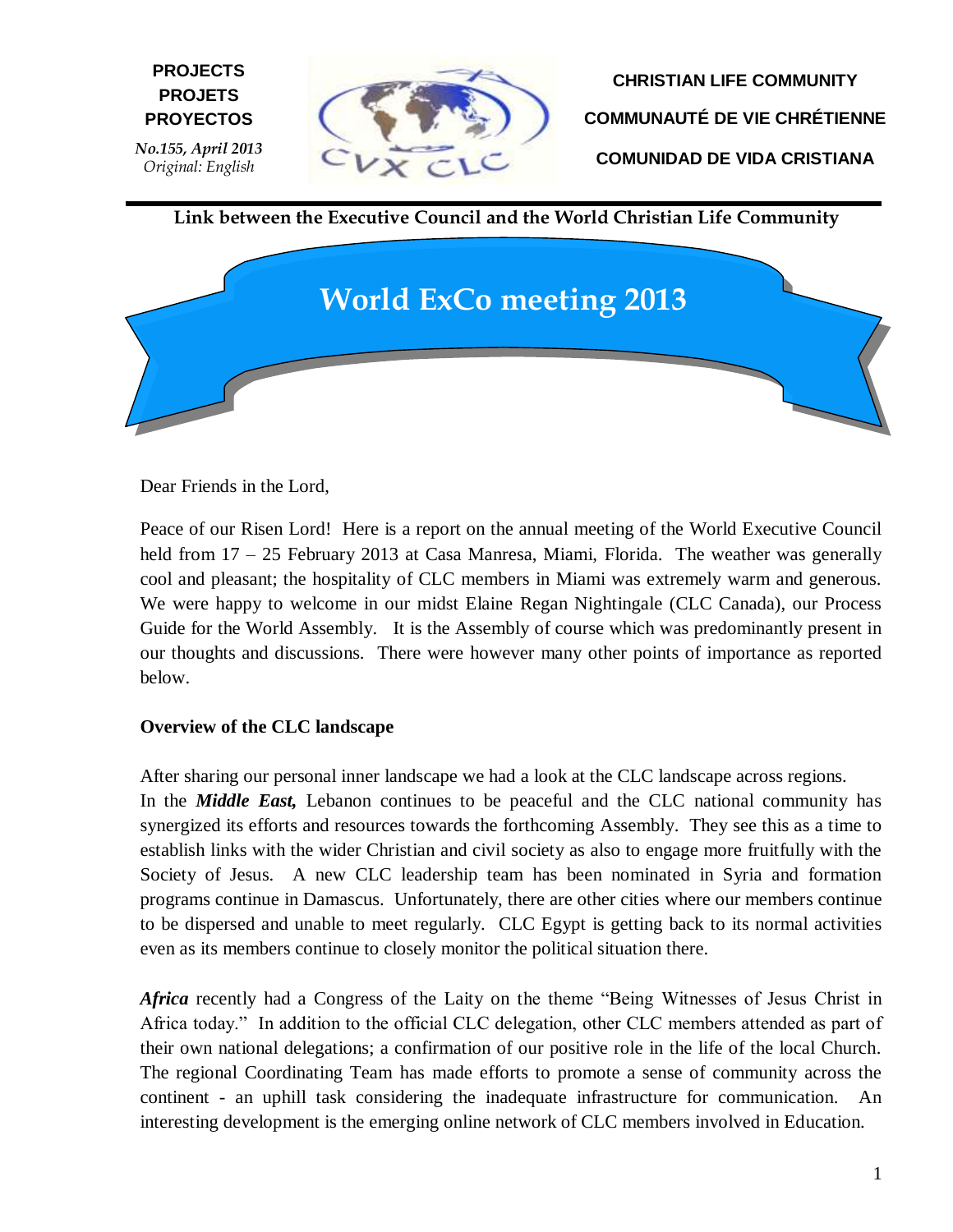**PROJECTS**
**PROJETS**
**PROYECTOS**

***No.155, April 2013***
*Original: English*

**CHRISTIAN LIFE COMMUNITY**

**COMMUNAUTÉ DE VIE CHRÉTIENNE**

**COMUNIDAD DE VIDA CRISTIANA**

**Link between the Executive Council and the World Christian Life Community**

# World ExCo meeting 2013

Dear Friends in the Lord,

Peace of our Risen Lord! Here is a report on the annual meeting of the World Executive Council held from 17 – 25 February 2013 at Casa Manresa, Miami, Florida. The weather was generally cool and pleasant; the hospitality of CLC members in Miami was extremely warm and generous. We were happy to welcome in our midst Elaine Regan Nightingale (CLC Canada), our Process Guide for the World Assembly. It is the Assembly of course which was predominantly present in our thoughts and discussions. There were however many other points of importance as reported below.

**Overview of the CLC landscape**

After sharing our personal inner landscape we had a look at the CLC landscape across regions.
In the ***Middle East,*** Lebanon continues to be peaceful and the CLC national community has synergized its efforts and resources towards the forthcoming Assembly. They see this as a time to establish links with the wider Christian and civil society as also to engage more fruitfully with the Society of Jesus. A new CLC leadership team has been nominated in Syria and formation programs continue in Damascus. Unfortunately, there are other cities where our members continue to be dispersed and unable to meet regularly. CLC Egypt is getting back to its normal activities even as its members continue to closely monitor the political situation there.

***Africa*** recently had a Congress of the Laity on the theme "Being Witnesses of Jesus Christ in Africa today." In addition to the official CLC delegation, other CLC members attended as part of their own national delegations; a confirmation of our positive role in the life of the local Church. The regional Coordinating Team has made efforts to promote a sense of community across the continent - an uphill task considering the inadequate infrastructure for communication. An interesting development is the emerging online network of CLC members involved in Education.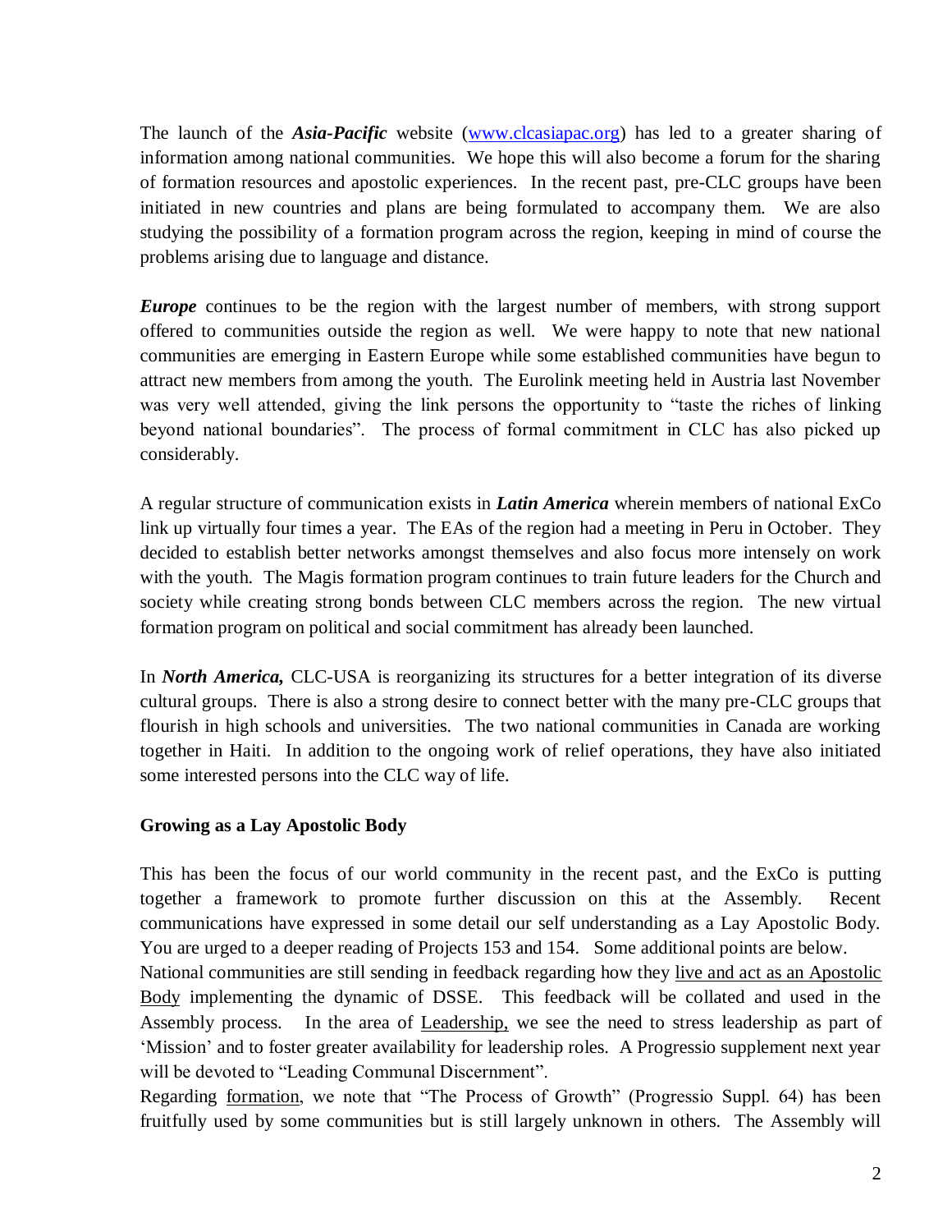The launch of the ***Asia-Pacific*** website (www.clcasiapac.org) has led to a greater sharing of information among national communities. We hope this will also become a forum for the sharing of formation resources and apostolic experiences. In the recent past, pre-CLC groups have been initiated in new countries and plans are being formulated to accompany them. We are also studying the possibility of a formation program across the region, keeping in mind of course the problems arising due to language and distance.

***Europe*** continues to be the region with the largest number of members, with strong support offered to communities outside the region as well. We were happy to note that new national communities are emerging in Eastern Europe while some established communities have begun to attract new members from among the youth. The Eurolink meeting held in Austria last November was very well attended, giving the link persons the opportunity to "taste the riches of linking beyond national boundaries". The process of formal commitment in CLC has also picked up considerably.

A regular structure of communication exists in ***Latin America*** wherein members of national ExCo link up virtually four times a year. The EAs of the region had a meeting in Peru in October. They decided to establish better networks amongst themselves and also focus more intensely on work with the youth. The Magis formation program continues to train future leaders for the Church and society while creating strong bonds between CLC members across the region. The new virtual formation program on political and social commitment has already been launched.

In ***North America,*** CLC-USA is reorganizing its structures for a better integration of its diverse cultural groups. There is also a strong desire to connect better with the many pre-CLC groups that flourish in high schools and universities. The two national communities in Canada are working together in Haiti. In addition to the ongoing work of relief operations, they have also initiated some interested persons into the CLC way of life.

**Growing as a Lay Apostolic Body**

This has been the focus of our world community in the recent past, and the ExCo is putting together a framework to promote further discussion on this at the Assembly. Recent communications have expressed in some detail our self understanding as a Lay Apostolic Body. You are urged to a deeper reading of Projects 153 and 154. Some additional points are below.
National communities are still sending in feedback regarding how they live and act as an Apostolic Body implementing the dynamic of DSSE. This feedback will be collated and used in the Assembly process. In the area of Leadership, we see the need to stress leadership as part of 'Mission' and to foster greater availability for leadership roles. A Progressio supplement next year will be devoted to "Leading Communal Discernment".
Regarding formation, we note that "The Process of Growth" (Progressio Suppl. 64) has been fruitfully used by some communities but is still largely unknown in others. The Assembly will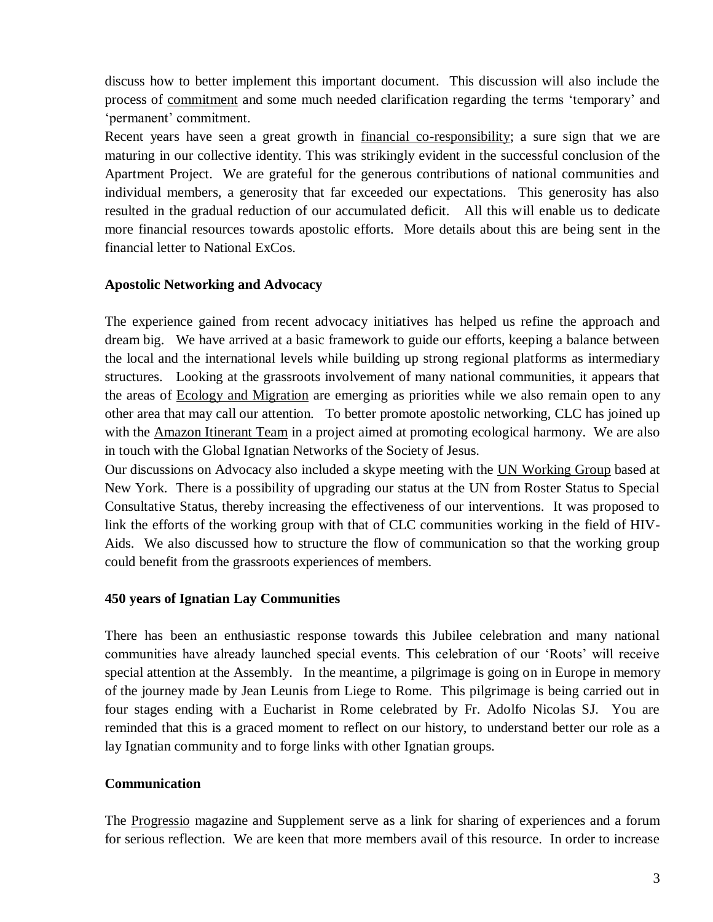discuss how to better implement this important document. This discussion will also include the process of commitment and some much needed clarification regarding the terms 'temporary' and 'permanent' commitment.

Recent years have seen a great growth in financial co-responsibility; a sure sign that we are maturing in our collective identity. This was strikingly evident in the successful conclusion of the Apartment Project. We are grateful for the generous contributions of national communities and individual members, a generosity that far exceeded our expectations. This generosity has also resulted in the gradual reduction of our accumulated deficit. All this will enable us to dedicate more financial resources towards apostolic efforts. More details about this are being sent in the financial letter to National ExCos.

**Apostolic Networking and Advocacy**

The experience gained from recent advocacy initiatives has helped us refine the approach and dream big. We have arrived at a basic framework to guide our efforts, keeping a balance between the local and the international levels while building up strong regional platforms as intermediary structures. Looking at the grassroots involvement of many national communities, it appears that the areas of Ecology and Migration are emerging as priorities while we also remain open to any other area that may call our attention. To better promote apostolic networking, CLC has joined up with the Amazon Itinerant Team in a project aimed at promoting ecological harmony. We are also in touch with the Global Ignatian Networks of the Society of Jesus.

Our discussions on Advocacy also included a skype meeting with the UN Working Group based at New York. There is a possibility of upgrading our status at the UN from Roster Status to Special Consultative Status, thereby increasing the effectiveness of our interventions. It was proposed to link the efforts of the working group with that of CLC communities working in the field of HIV-Aids. We also discussed how to structure the flow of communication so that the working group could benefit from the grassroots experiences of members.

**450 years of Ignatian Lay Communities**

There has been an enthusiastic response towards this Jubilee celebration and many national communities have already launched special events. This celebration of our 'Roots' will receive special attention at the Assembly. In the meantime, a pilgrimage is going on in Europe in memory of the journey made by Jean Leunis from Liege to Rome. This pilgrimage is being carried out in four stages ending with a Eucharist in Rome celebrated by Fr. Adolfo Nicolas SJ. You are reminded that this is a graced moment to reflect on our history, to understand better our role as a lay Ignatian community and to forge links with other Ignatian groups.

**Communication**

The Progressio magazine and Supplement serve as a link for sharing of experiences and a forum for serious reflection. We are keen that more members avail of this resource. In order to increase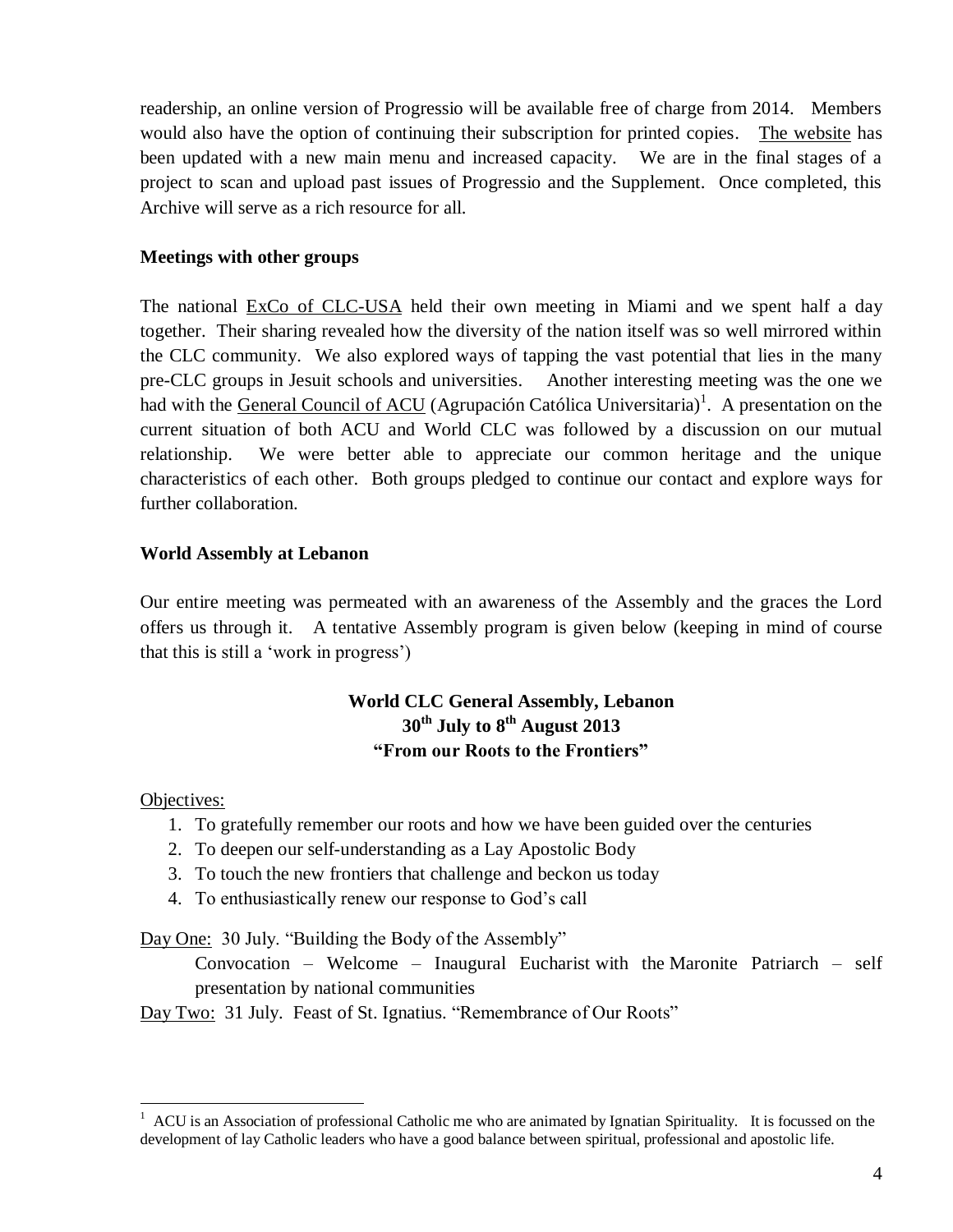readership, an online version of Progressio will be available free of charge from 2014. Members would also have the option of continuing their subscription for printed copies. The website has been updated with a new main menu and increased capacity. We are in the final stages of a project to scan and upload past issues of Progressio and the Supplement. Once completed, this Archive will serve as a rich resource for all.

**Meetings with other groups**

The national ExCo of CLC-USA held their own meeting in Miami and we spent half a day together. Their sharing revealed how the diversity of the nation itself was so well mirrored within the CLC community. We also explored ways of tapping the vast potential that lies in the many pre-CLC groups in Jesuit schools and universities. Another interesting meeting was the one we had with the General Council of ACU (Agrupación Católica Universitaria)[1]. A presentation on the current situation of both ACU and World CLC was followed by a discussion on our mutual relationship. We were better able to appreciate our common heritage and the unique characteristics of each other. Both groups pledged to continue our contact and explore ways for further collaboration.

**World Assembly at Lebanon**

Our entire meeting was permeated with an awareness of the Assembly and the graces the Lord offers us through it. A tentative Assembly program is given below (keeping in mind of course that this is still a 'work in progress')

**World CLC General Assembly, Lebanon**
**30th July to 8th August 2013**
**"From our Roots to the Frontiers"**

Objectives:

1. To gratefully remember our roots and how we have been guided over the centuries
2. To deepen our self-understanding as a Lay Apostolic Body
3. To touch the new frontiers that challenge and beckon us today
4. To enthusiastically renew our response to God's call

Day One: 30 July. "Building the Body of the Assembly"

Convocation – Welcome – Inaugural Eucharist with the Maronite Patriarch – self presentation by national communities

Day Two: 31 July. Feast of St. Ignatius. "Remembrance of Our Roots"

---

[1] ACU is an Association of professional Catholic me who are animated by Ignatian Spirituality. It is focussed on the development of lay Catholic leaders who have a good balance between spiritual, professional and apostolic life.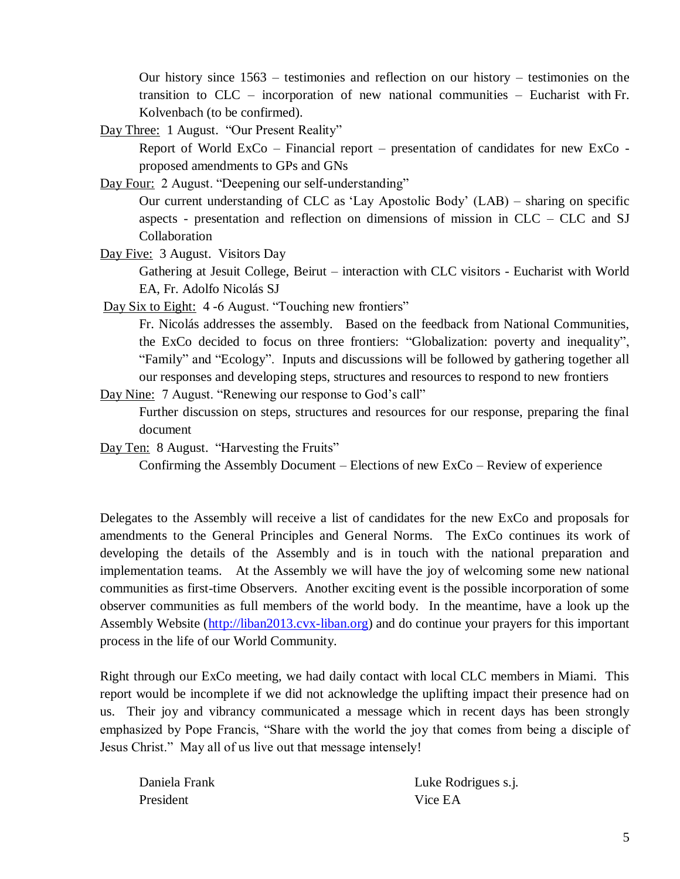Our history since 1563 – testimonies and reflection on our history – testimonies on the transition to CLC – incorporation of new national communities – Eucharist with Fr. Kolvenbach (to be confirmed).

Day Three: 1 August. "Our Present Reality"

Report of World ExCo – Financial report – presentation of candidates for new ExCo - proposed amendments to GPs and GNs

Day Four: 2 August. "Deepening our self-understanding"

Our current understanding of CLC as 'Lay Apostolic Body' (LAB) – sharing on specific aspects - presentation and reflection on dimensions of mission in CLC – CLC and SJ Collaboration

Day Five: 3 August. Visitors Day

Gathering at Jesuit College, Beirut – interaction with CLC visitors - Eucharist with World EA, Fr. Adolfo Nicolás SJ

Day Six to Eight: 4 -6 August. "Touching new frontiers"

Fr. Nicolás addresses the assembly. Based on the feedback from National Communities, the ExCo decided to focus on three frontiers: "Globalization: poverty and inequality", "Family" and "Ecology". Inputs and discussions will be followed by gathering together all our responses and developing steps, structures and resources to respond to new frontiers

Day Nine: 7 August. "Renewing our response to God's call"

Further discussion on steps, structures and resources for our response, preparing the final document

Day Ten: 8 August. "Harvesting the Fruits"

Confirming the Assembly Document – Elections of new ExCo – Review of experience

Delegates to the Assembly will receive a list of candidates for the new ExCo and proposals for amendments to the General Principles and General Norms. The ExCo continues its work of developing the details of the Assembly and is in touch with the national preparation and implementation teams. At the Assembly we will have the joy of welcoming some new national communities as first-time Observers. Another exciting event is the possible incorporation of some observer communities as full members of the world body. In the meantime, have a look up the Assembly Website (http://liban2013.cvx-liban.org) and do continue your prayers for this important process in the life of our World Community.

Right through our ExCo meeting, we had daily contact with local CLC members in Miami. This report would be incomplete if we did not acknowledge the uplifting impact their presence had on us. Their joy and vibrancy communicated a message which in recent days has been strongly emphasized by Pope Francis, "Share with the world the joy that comes from being a disciple of Jesus Christ." May all of us live out that message intensely!

Daniela Frank
President

Luke Rodrigues s.j.
Vice EA